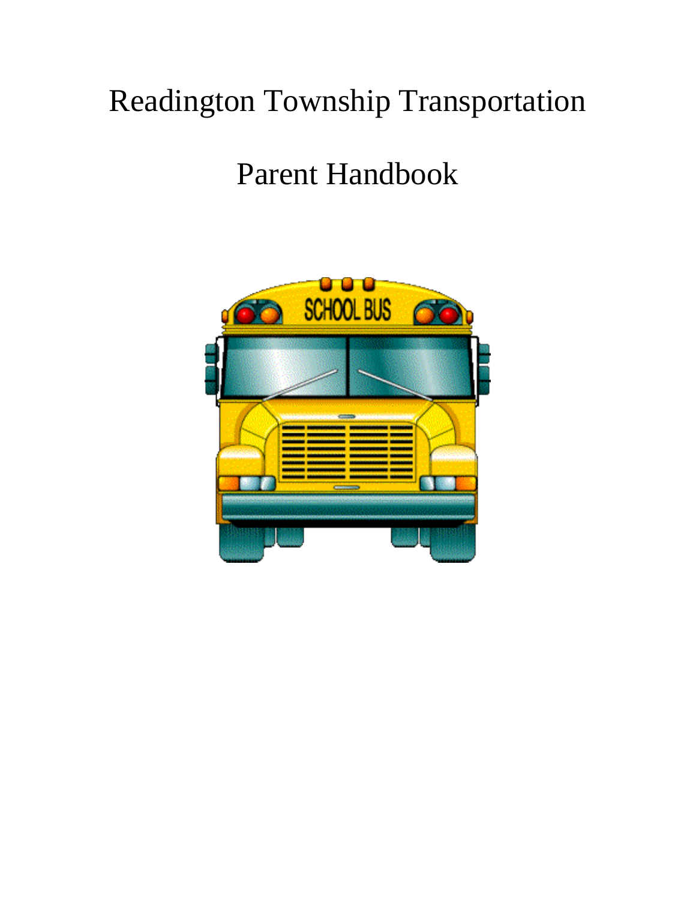# Readington Township Transportation

# Parent Handbook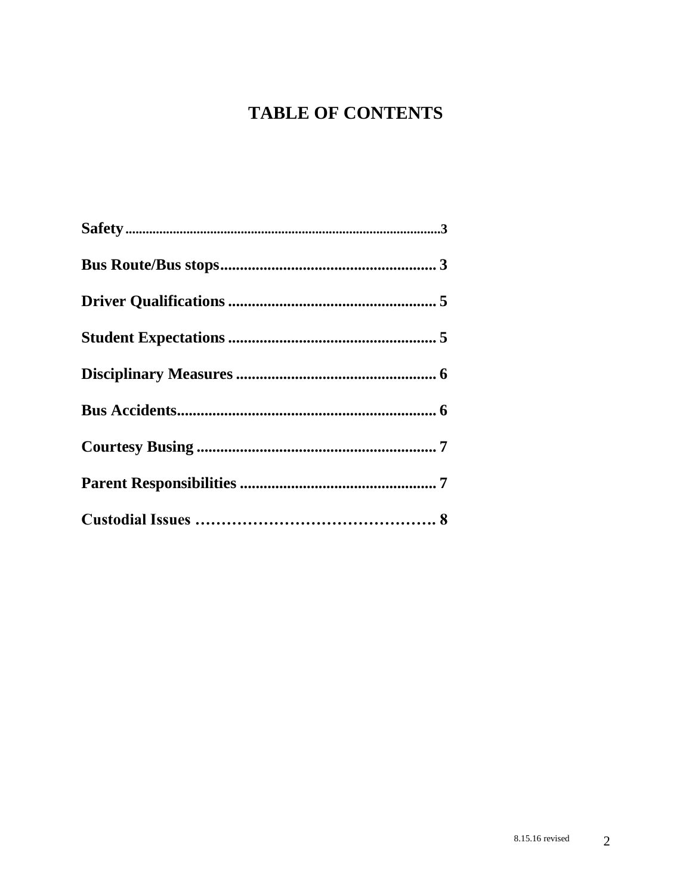# TABLE OF CONTENTS

**Safety**............................................................................................3

**Bus Route/Bus stops**....................................................... 3

**Driver Qualifications** ..................................................... 5

**Student Expectations** ..................................................... 5

**Disciplinary Measures** ................................................... 6

**Bus Accidents**.................................................................. 6

**Courtesy Busing** ............................................................. 7

**Parent Responsibilities** .................................................. 7

**Custodial Issues** ………………………………………. 8

8.15.16 revised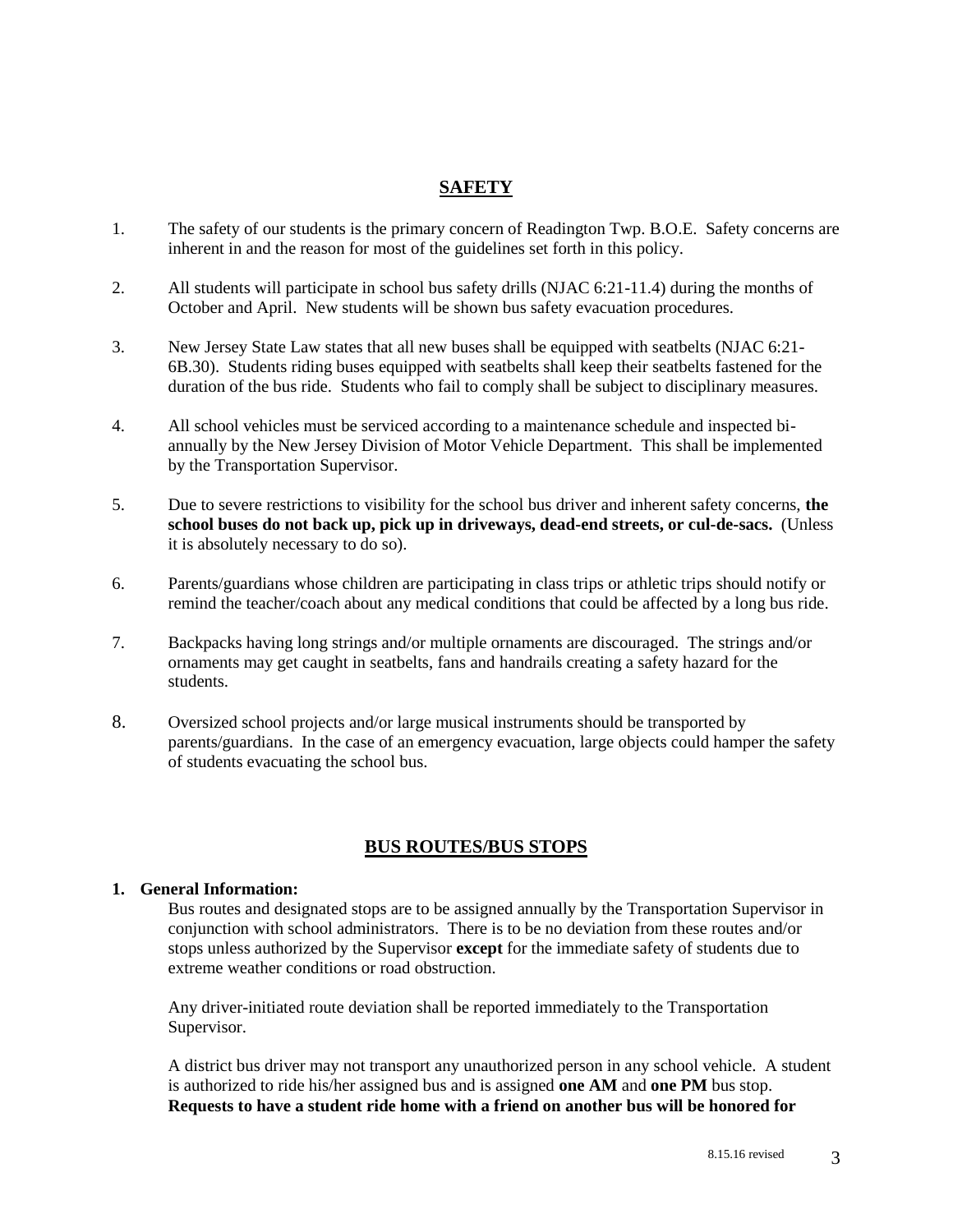## SAFETY

1. The safety of our students is the primary concern of Readington Twp. B.O.E. Safety concerns are inherent in and the reason for most of the guidelines set forth in this policy.

2. All students will participate in school bus safety drills (NJAC 6:21-11.4) during the months of October and April. New students will be shown bus safety evacuation procedures.

3. New Jersey State Law states that all new buses shall be equipped with seatbelts (NJAC 6:21-6B.30). Students riding buses equipped with seatbelts shall keep their seatbelts fastened for the duration of the bus ride. Students who fail to comply shall be subject to disciplinary measures.

4. All school vehicles must be serviced according to a maintenance schedule and inspected bi-annually by the New Jersey Division of Motor Vehicle Department. This shall be implemented by the Transportation Supervisor.

5. Due to severe restrictions to visibility for the school bus driver and inherent safety concerns, **the school buses do not back up, pick up in driveways, dead-end streets, or cul-de-sacs.** (Unless it is absolutely necessary to do so).

6. Parents/guardians whose children are participating in class trips or athletic trips should notify or remind the teacher/coach about any medical conditions that could be affected by a long bus ride.

7. Backpacks having long strings and/or multiple ornaments are discouraged. The strings and/or ornaments may get caught in seatbelts, fans and handrails creating a safety hazard for the students.

8. Oversized school projects and/or large musical instruments should be transported by parents/guardians. In the case of an emergency evacuation, large objects could hamper the safety of students evacuating the school bus.

## BUS ROUTES/BUS STOPS

**1. General Information:**

Bus routes and designated stops are to be assigned annually by the Transportation Supervisor in conjunction with school administrators. There is to be no deviation from these routes and/or stops unless authorized by the Supervisor **except** for the immediate safety of students due to extreme weather conditions or road obstruction.

Any driver-initiated route deviation shall be reported immediately to the Transportation Supervisor.

A district bus driver may not transport any unauthorized person in any school vehicle. A student is authorized to ride his/her assigned bus and is assigned **one AM** and **one PM** bus stop. **Requests to have a student ride home with a friend on another bus will be honored for**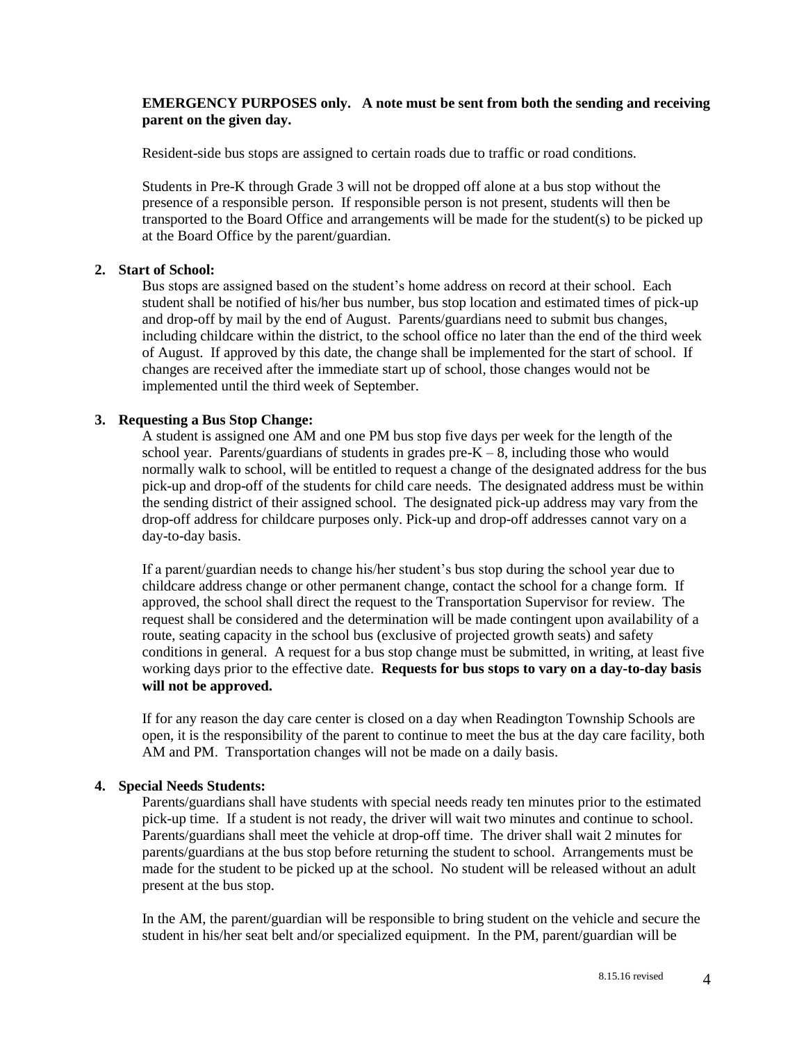**EMERGENCY PURPOSES only. A note must be sent from both the sending and receiving parent on the given day.**

Resident-side bus stops are assigned to certain roads due to traffic or road conditions.

Students in Pre-K through Grade 3 will not be dropped off alone at a bus stop without the presence of a responsible person. If responsible person is not present, students will then be transported to the Board Office and arrangements will be made for the student(s) to be picked up at the Board Office by the parent/guardian.

**2. Start of School:**

Bus stops are assigned based on the student's home address on record at their school. Each student shall be notified of his/her bus number, bus stop location and estimated times of pick-up and drop-off by mail by the end of August. Parents/guardians need to submit bus changes, including childcare within the district, to the school office no later than the end of the third week of August. If approved by this date, the change shall be implemented for the start of school. If changes are received after the immediate start up of school, those changes would not be implemented until the third week of September.

**3. Requesting a Bus Stop Change:**

A student is assigned one AM and one PM bus stop five days per week for the length of the school year. Parents/guardians of students in grades pre-K – 8, including those who would normally walk to school, will be entitled to request a change of the designated address for the bus pick-up and drop-off of the students for child care needs. The designated address must be within the sending district of their assigned school. The designated pick-up address may vary from the drop-off address for childcare purposes only. Pick-up and drop-off addresses cannot vary on a day-to-day basis.

If a parent/guardian needs to change his/her student's bus stop during the school year due to childcare address change or other permanent change, contact the school for a change form. If approved, the school shall direct the request to the Transportation Supervisor for review. The request shall be considered and the determination will be made contingent upon availability of a route, seating capacity in the school bus (exclusive of projected growth seats) and safety conditions in general. A request for a bus stop change must be submitted, in writing, at least five working days prior to the effective date. **Requests for bus stops to vary on a day-to-day basis will not be approved.**

If for any reason the day care center is closed on a day when Readington Township Schools are open, it is the responsibility of the parent to continue to meet the bus at the day care facility, both AM and PM. Transportation changes will not be made on a daily basis.

**4. Special Needs Students:**

Parents/guardians shall have students with special needs ready ten minutes prior to the estimated pick-up time. If a student is not ready, the driver will wait two minutes and continue to school. Parents/guardians shall meet the vehicle at drop-off time. The driver shall wait 2 minutes for parents/guardians at the bus stop before returning the student to school. Arrangements must be made for the student to be picked up at the school. No student will be released without an adult present at the bus stop.

In the AM, the parent/guardian will be responsible to bring student on the vehicle and secure the student in his/her seat belt and/or specialized equipment. In the PM, parent/guardian will be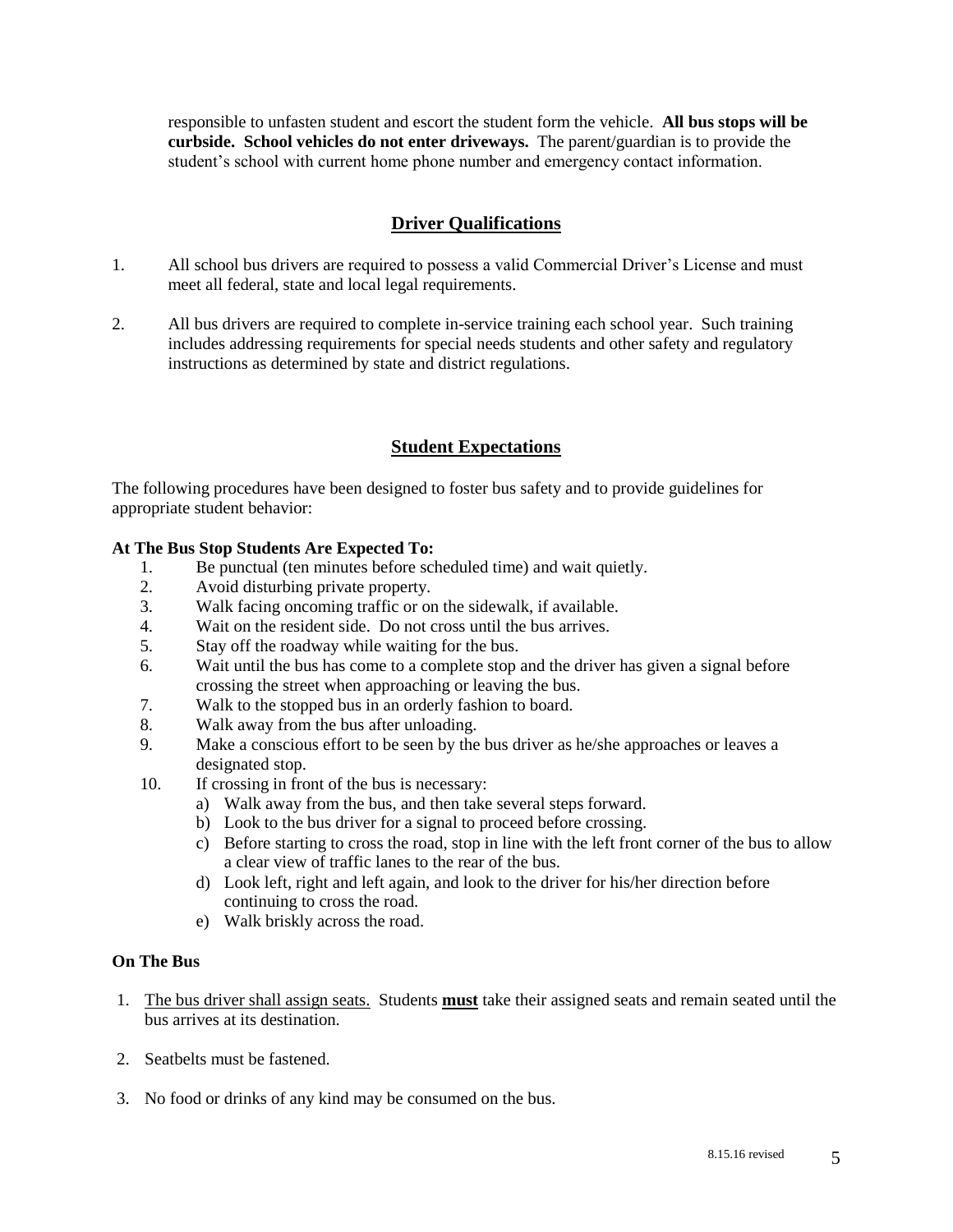responsible to unfasten student and escort the student form the vehicle. **All bus stops will be curbside. School vehicles do not enter driveways.** The parent/guardian is to provide the student's school with current home phone number and emergency contact information.

## Driver Qualifications

1. All school bus drivers are required to possess a valid Commercial Driver's License and must meet all federal, state and local legal requirements.

2. All bus drivers are required to complete in-service training each school year. Such training includes addressing requirements for special needs students and other safety and regulatory instructions as determined by state and district regulations.

## Student Expectations

The following procedures have been designed to foster bus safety and to provide guidelines for appropriate student behavior:

**At The Bus Stop Students Are Expected To:**

1. Be punctual (ten minutes before scheduled time) and wait quietly.
2. Avoid disturbing private property.
3. Walk facing oncoming traffic or on the sidewalk, if available.
4. Wait on the resident side. Do not cross until the bus arrives.
5. Stay off the roadway while waiting for the bus.
6. Wait until the bus has come to a complete stop and the driver has given a signal before crossing the street when approaching or leaving the bus.
7. Walk to the stopped bus in an orderly fashion to board.
8. Walk away from the bus after unloading.
9. Make a conscious effort to be seen by the bus driver as he/she approaches or leaves a designated stop.
10. If crossing in front of the bus is necessary:
    a) Walk away from the bus, and then take several steps forward.
    b) Look to the bus driver for a signal to proceed before crossing.
    c) Before starting to cross the road, stop in line with the left front corner of the bus to allow a clear view of traffic lanes to the rear of the bus.
    d) Look left, right and left again, and look to the driver for his/her direction before continuing to cross the road.
    e) Walk briskly across the road.

**On The Bus**

1. <u>The bus driver shall assign seats.</u> Students **<u>must</u>** take their assigned seats and remain seated until the bus arrives at its destination.

2. Seatbelts must be fastened.

3. No food or drinks of any kind may be consumed on the bus.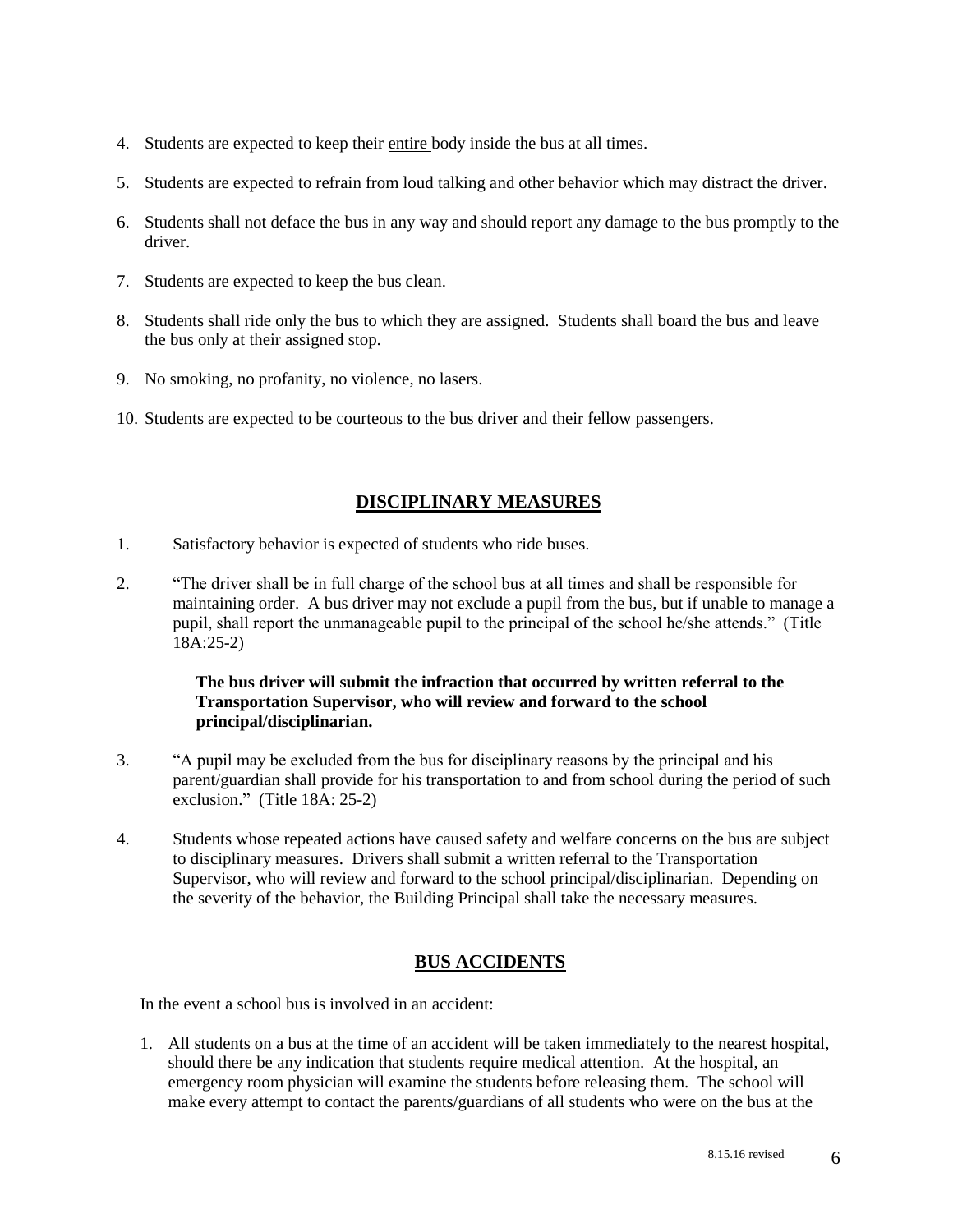4. Students are expected to keep their entire body inside the bus at all times.
5. Students are expected to refrain from loud talking and other behavior which may distract the driver.
6. Students shall not deface the bus in any way and should report any damage to the bus promptly to the driver.
7. Students are expected to keep the bus clean.
8. Students shall ride only the bus to which they are assigned. Students shall board the bus and leave the bus only at their assigned stop.
9. No smoking, no profanity, no violence, no lasers.
10. Students are expected to be courteous to the bus driver and their fellow passengers.

## DISCIPLINARY MEASURES

1. Satisfactory behavior is expected of students who ride buses.
2. "The driver shall be in full charge of the school bus at all times and shall be responsible for maintaining order. A bus driver may not exclude a pupil from the bus, but if unable to manage a pupil, shall report the unmanageable pupil to the principal of the school he/she attends." (Title 18A:25-2)

   **The bus driver will submit the infraction that occurred by written referral to the Transportation Supervisor, who will review and forward to the school principal/disciplinarian.**

3. "A pupil may be excluded from the bus for disciplinary reasons by the principal and his parent/guardian shall provide for his transportation to and from school during the period of such exclusion." (Title 18A: 25-2)
4. Students whose repeated actions have caused safety and welfare concerns on the bus are subject to disciplinary measures. Drivers shall submit a written referral to the Transportation Supervisor, who will review and forward to the school principal/disciplinarian. Depending on the severity of the behavior, the Building Principal shall take the necessary measures.

## BUS ACCIDENTS

In the event a school bus is involved in an accident:

1. All students on a bus at the time of an accident will be taken immediately to the nearest hospital, should there be any indication that students require medical attention. At the hospital, an emergency room physician will examine the students before releasing them. The school will make every attempt to contact the parents/guardians of all students who were on the bus at the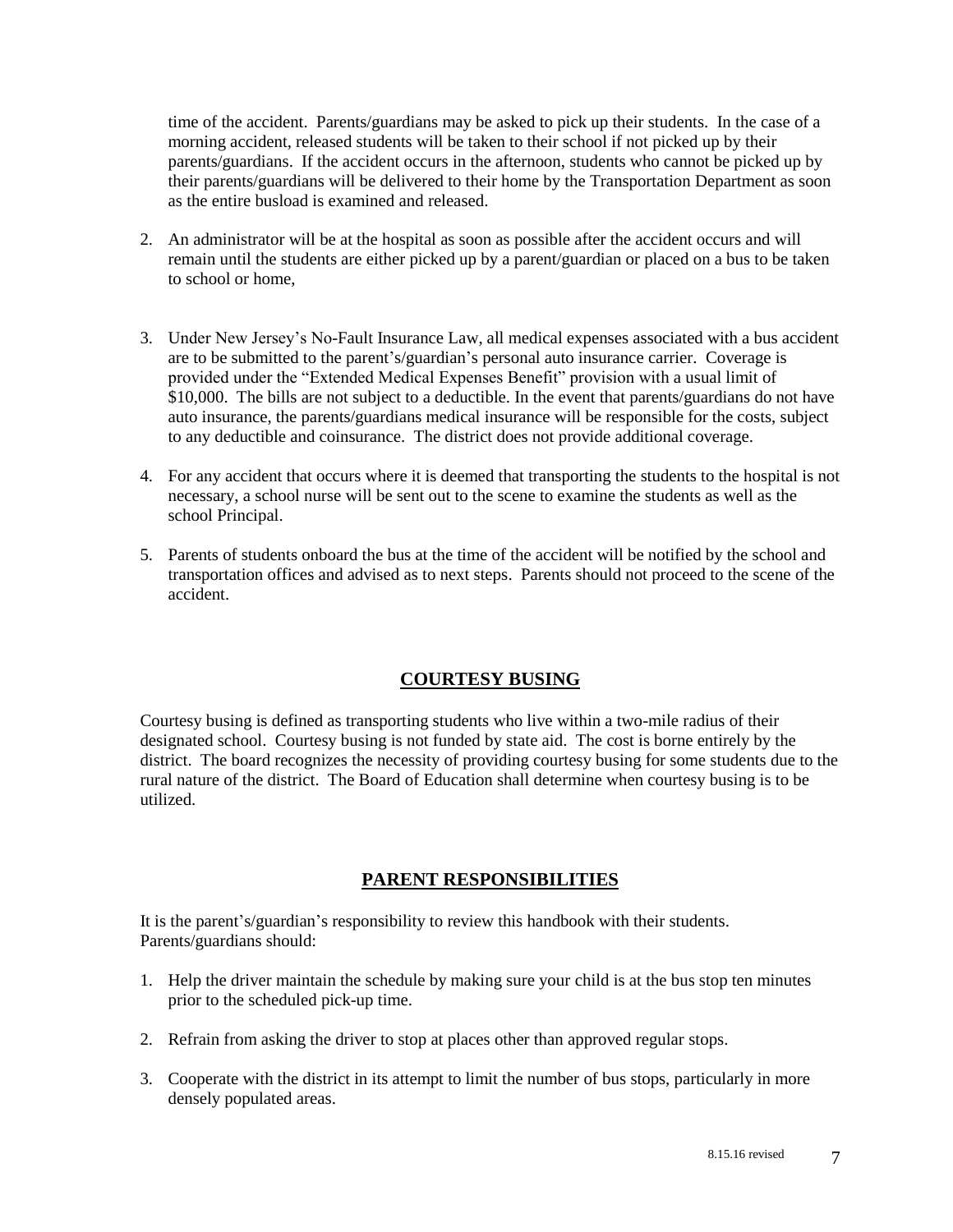time of the accident. Parents/guardians may be asked to pick up their students. In the case of a morning accident, released students will be taken to their school if not picked up by their parents/guardians. If the accident occurs in the afternoon, students who cannot be picked up by their parents/guardians will be delivered to their home by the Transportation Department as soon as the entire busload is examined and released.

2. An administrator will be at the hospital as soon as possible after the accident occurs and will remain until the students are either picked up by a parent/guardian or placed on a bus to be taken to school or home,

3. Under New Jersey's No-Fault Insurance Law, all medical expenses associated with a bus accident are to be submitted to the parent's/guardian's personal auto insurance carrier. Coverage is provided under the "Extended Medical Expenses Benefit" provision with a usual limit of $10,000. The bills are not subject to a deductible. In the event that parents/guardians do not have auto insurance, the parents/guardians medical insurance will be responsible for the costs, subject to any deductible and coinsurance. The district does not provide additional coverage.

4. For any accident that occurs where it is deemed that transporting the students to the hospital is not necessary, a school nurse will be sent out to the scene to examine the students as well as the school Principal.

5. Parents of students onboard the bus at the time of the accident will be notified by the school and transportation offices and advised as to next steps. Parents should not proceed to the scene of the accident.

## COURTESY BUSING

Courtesy busing is defined as transporting students who live within a two-mile radius of their designated school. Courtesy busing is not funded by state aid. The cost is borne entirely by the district. The board recognizes the necessity of providing courtesy busing for some students due to the rural nature of the district. The Board of Education shall determine when courtesy busing is to be utilized.

## PARENT RESPONSIBILITIES

It is the parent's/guardian's responsibility to review this handbook with their students. Parents/guardians should:

1. Help the driver maintain the schedule by making sure your child is at the bus stop ten minutes prior to the scheduled pick-up time.

2. Refrain from asking the driver to stop at places other than approved regular stops.

3. Cooperate with the district in its attempt to limit the number of bus stops, particularly in more densely populated areas.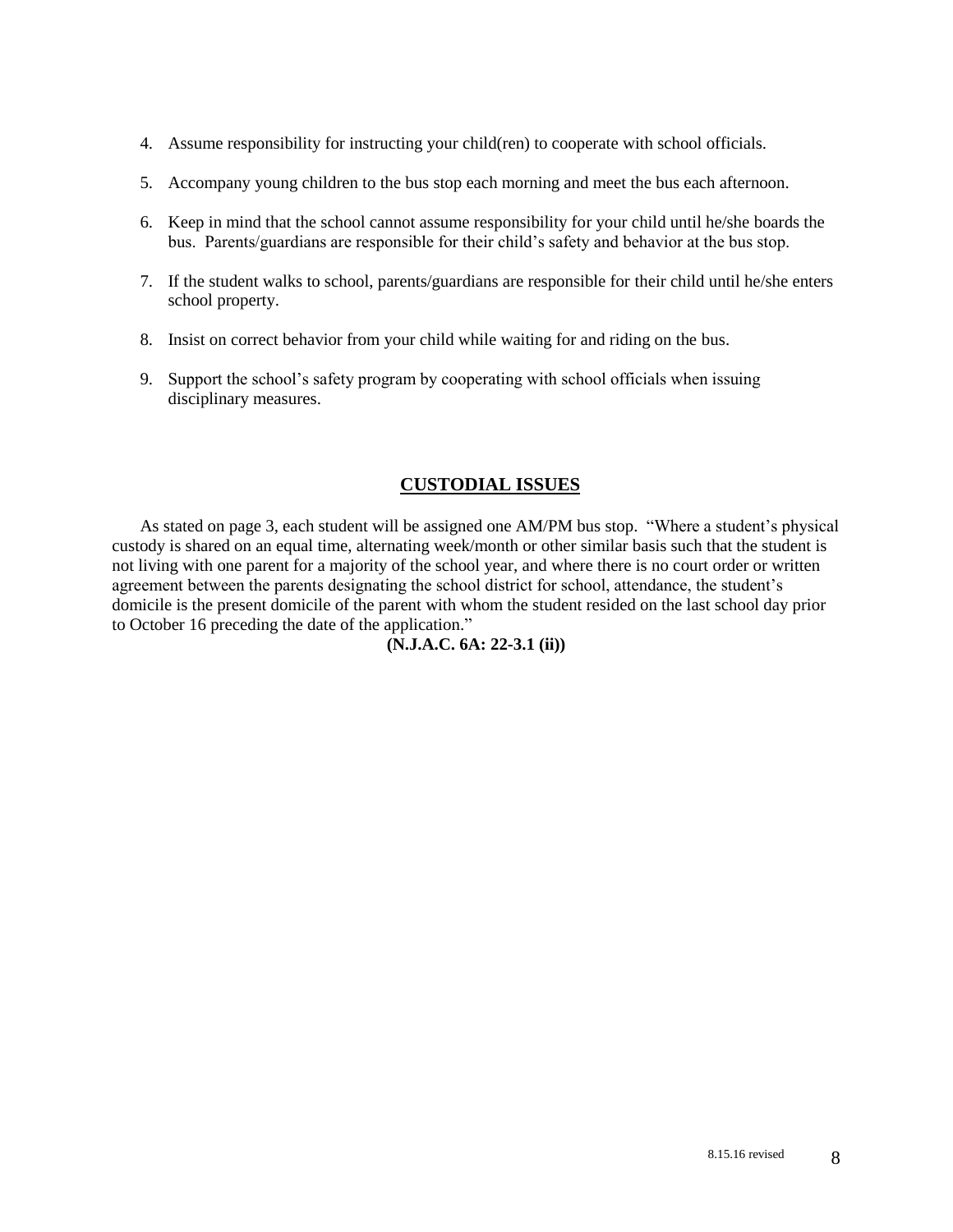4. Assume responsibility for instructing your child(ren) to cooperate with school officials.

5. Accompany young children to the bus stop each morning and meet the bus each afternoon.

6. Keep in mind that the school cannot assume responsibility for your child until he/she boards the bus. Parents/guardians are responsible for their child's safety and behavior at the bus stop.

7. If the student walks to school, parents/guardians are responsible for their child until he/she enters school property.

8. Insist on correct behavior from your child while waiting for and riding on the bus.

9. Support the school's safety program by cooperating with school officials when issuing disciplinary measures.

## CUSTODIAL ISSUES

As stated on page 3, each student will be assigned one AM/PM bus stop. "Where a student's physical custody is shared on an equal time, alternating week/month or other similar basis such that the student is not living with one parent for a majority of the school year, and where there is no court order or written agreement between the parents designating the school district for school, attendance, the student's domicile is the present domicile of the parent with whom the student resided on the last school day prior to October 16 preceding the date of the application."

**(N.J.A.C. 6A: 22-3.1 (ii))**

8.15.16 revised